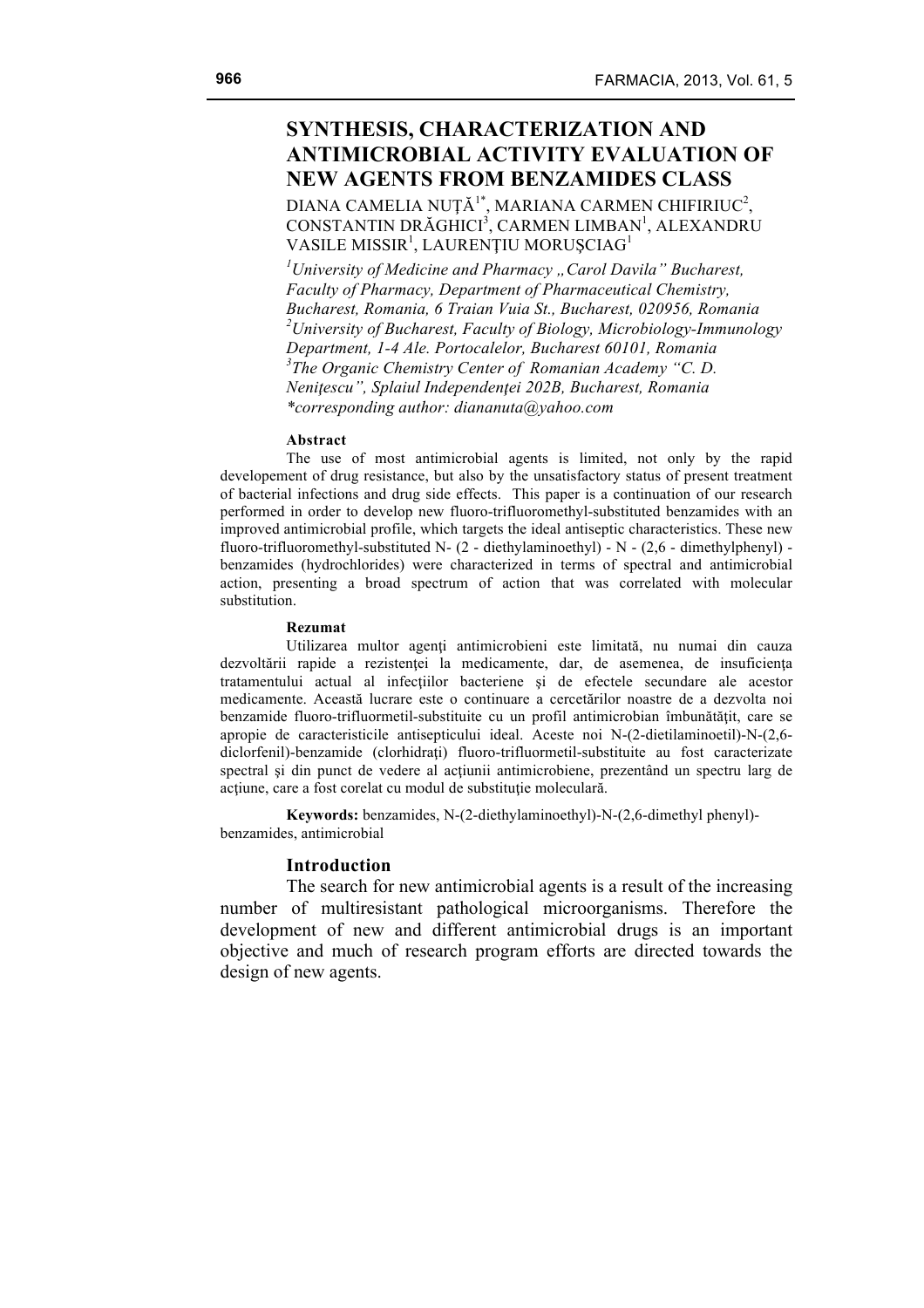# SYNTHESIS, CHARACTERIZATION AND ANTIMICROBIAL ACTIVITY EVALUATION OF NEW AGENTS FROM BENZAMIDES CLASS

DIANA CAMELIA NUŢĂ[1*], MARIANA CARMEN CHIFIRIUC[2], CONSTANTIN DRĂGHICI[3], CARMEN LIMBAN[1], ALEXANDRU VASILE MISSIR[1], LAURENŢIU MORUŞCIAG[1]

*[1]University of Medicine and Pharmacy „Carol Davila" Bucharest, Faculty of Pharmacy, Department of Pharmaceutical Chemistry, Bucharest, Romania, 6 Traian Vuia St., Bucharest, 020956, Romania*
*[2]University of Bucharest, Faculty of Biology, Microbiology-Immunology Department, 1-4 Ale. Portocalelor, Bucharest 60101, Romania*
*[3]The Organic Chemistry Center of Romanian Academy "C. D. Neniţescu", Splaiul Independenţei 202B, Bucharest, Romania*
*\*corresponding author: diananuta@yahoo.com*

**Abstract**

The use of most antimicrobial agents is limited, not only by the rapid developement of drug resistance, but also by the unsatisfactory status of present treatment of bacterial infections and drug side effects. This paper is a continuation of our research performed in order to develop new fluoro-trifluoromethyl-substituted benzamides with an improved antimicrobial profile, which targets the ideal antiseptic characteristics. These new fluoro-trifluoromethyl-substituted N- (2 - diethylaminoethyl) - N - (2,6 - dimethylphenyl) - benzamides (hydrochlorides) were characterized in terms of spectral and antimicrobial action, presenting a broad spectrum of action that was correlated with molecular substitution.

**Rezumat**

Utilizarea multor agenţi antimicrobieni este limitată, nu numai din cauza dezvoltării rapide a rezistenţei la medicamente, dar, de asemenea, de insuficienţa tratamentului actual al infecţiilor bacteriene şi de efectele secundare ale acestor medicamente. Această lucrare este o continuare a cercetărilor noastre de a dezvolta noi benzamide fluoro-trifluormetil-substituite cu un profil antimicrobian îmbunătăţit, care se apropie de caracteristicile antisepticului ideal. Aceste noi N-(2-dietilaminoetil)-N-(2,6-diclorfenil)-benzamide (clorhidraţi) fluoro-trifluormetil-substituite au fost caracterizate spectral şi din punct de vedere al acţiunii antimicrobiene, prezentând un spectru larg de acţiune, care a fost corelat cu modul de substituţie moleculară.

**Keywords:** benzamides, N-(2-diethylaminoethyl)-N-(2,6-dimethyl phenyl)-benzamides, antimicrobial

## Introduction

The search for new antimicrobial agents is a result of the increasing number of multiresistant pathological microorganisms. Therefore the development of new and different antimicrobial drugs is an important objective and much of research program efforts are directed towards the design of new agents.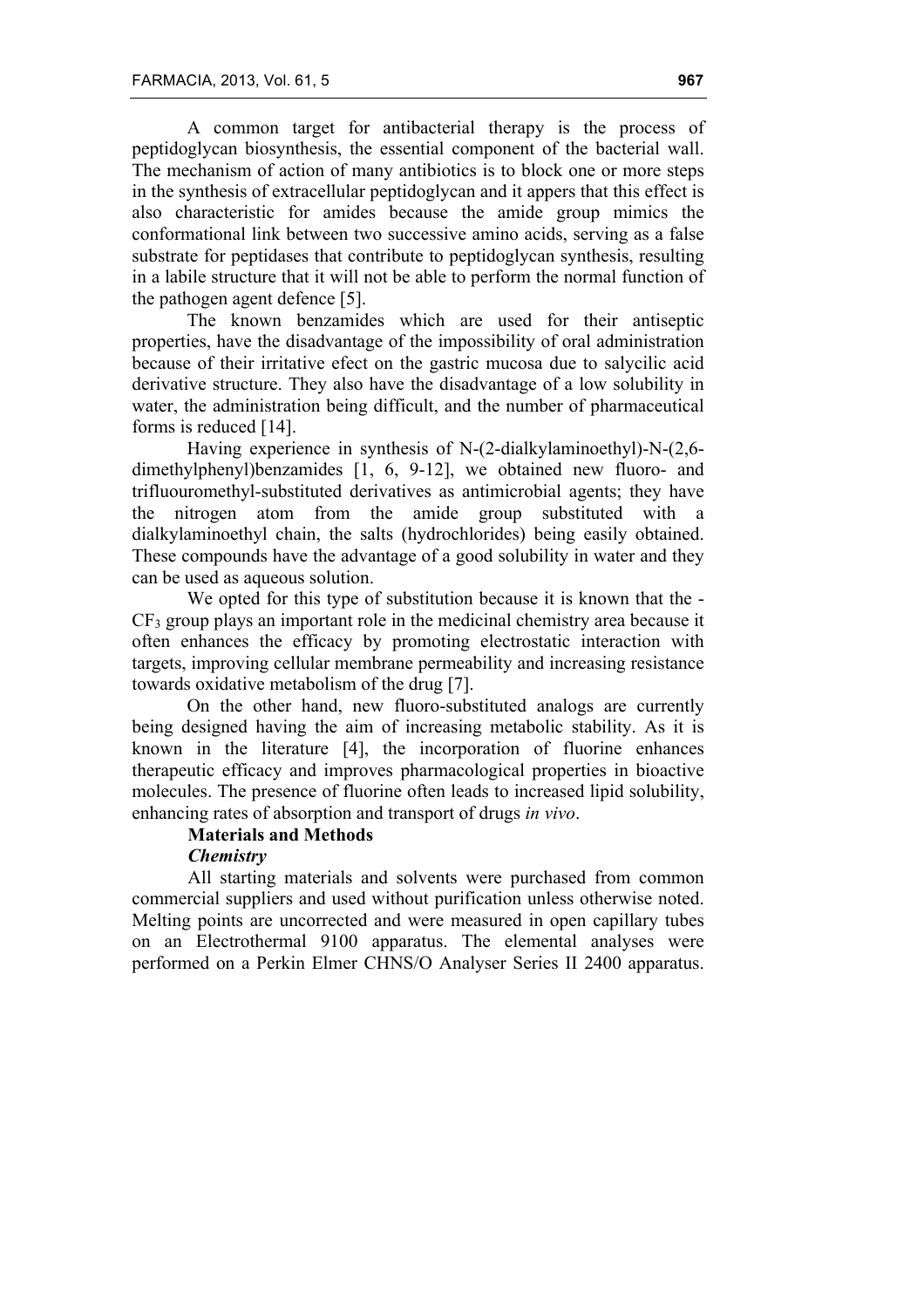A common target for antibacterial therapy is the process of peptidoglycan biosynthesis, the essential component of the bacterial wall. The mechanism of action of many antibiotics is to block one or more steps in the synthesis of extracellular peptidoglycan and it appers that this effect is also characteristic for amides because the amide group mimics the conformational link between two successive amino acids, serving as a false substrate for peptidases that contribute to peptidoglycan synthesis, resulting in a labile structure that it will not be able to perform the normal function of the pathogen agent defence [5].

The known benzamides which are used for their antiseptic properties, have the disadvantage of the impossibility of oral administration because of their irritative efect on the gastric mucosa due to salycilic acid derivative structure. They also have the disadvantage of a low solubility in water, the administration being difficult, and the number of pharmaceutical forms is reduced [14].

Having experience in synthesis of N-(2-dialkylaminoethyl)-N-(2,6-dimethylphenyl)benzamides [1, 6, 9-12], we obtained new fluoro- and trifluouromethyl-substituted derivatives as antimicrobial agents; they have the nitrogen atom from the amide group substituted with a dialkylaminoethyl chain, the salts (hydrochlorides) being easily obtained. These compounds have the advantage of a good solubility in water and they can be used as aqueous solution.

We opted for this type of substitution because it is known that the -$CF_3$ group plays an important role in the medicinal chemistry area because it often enhances the efficacy by promoting electrostatic interaction with targets, improving cellular membrane permeability and increasing resistance towards oxidative metabolism of the drug [7].

On the other hand, new fluoro-substituted analogs are currently being designed having the aim of increasing metabolic stability. As it is known in the literature [4], the incorporation of fluorine enhances therapeutic efficacy and improves pharmacological properties in bioactive molecules. The presence of fluorine often leads to increased lipid solubility, enhancing rates of absorption and transport of drugs *in vivo*.

## Materials and Methods

### *Chemistry*

All starting materials and solvents were purchased from common commercial suppliers and used without purification unless otherwise noted. Melting points are uncorrected and were measured in open capillary tubes on an Electrothermal 9100 apparatus. The elemental analyses were performed on a Perkin Elmer CHNS/O Analyser Series II 2400 apparatus.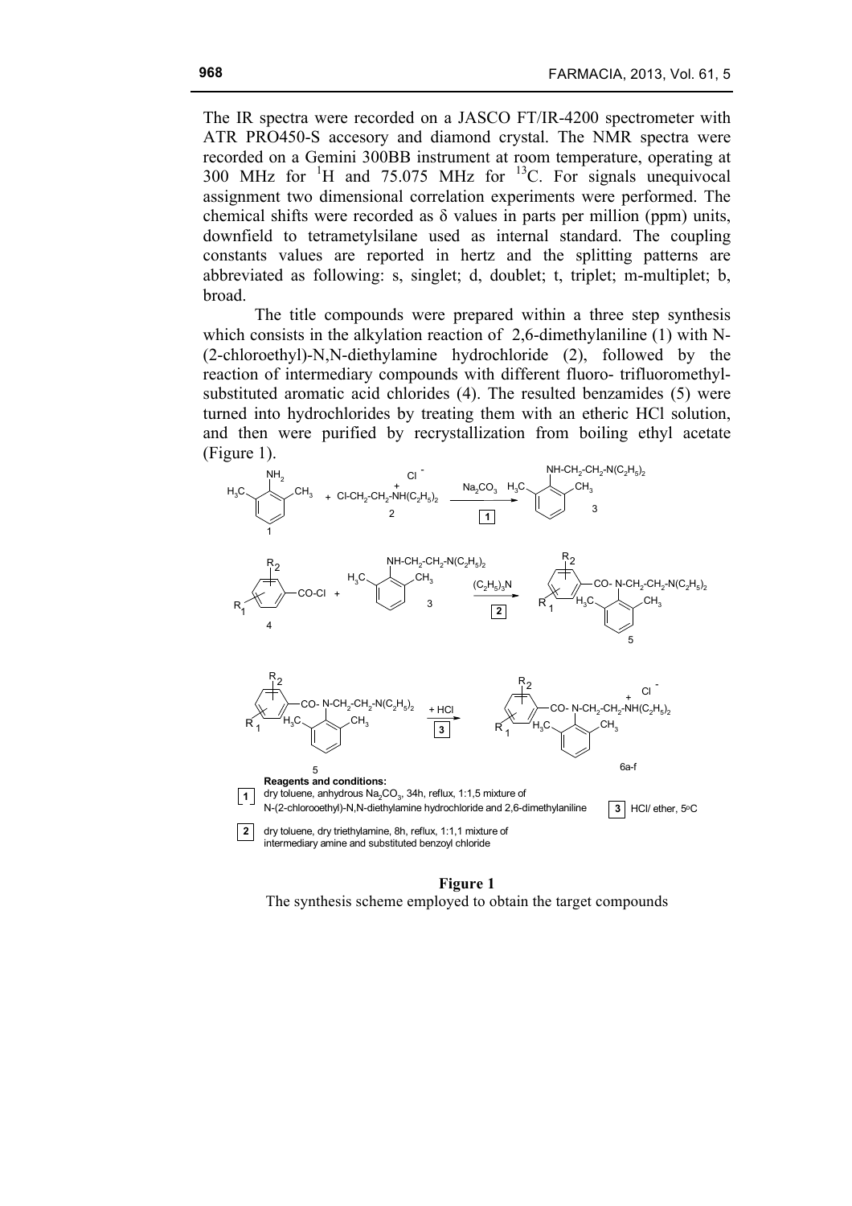The IR spectra were recorded on a JASCO FT/IR-4200 spectrometer with ATR PRO450-S accesory and diamond crystal. The NMR spectra were recorded on a Gemini 300BB instrument at room temperature, operating at 300 MHz for $^1$H and 75.075 MHz for $^{13}$C. For signals unequivocal assignment two dimensional correlation experiments were performed. The chemical shifts were recorded as δ values in parts per million (ppm) units, downfield to tetrametylsilane used as internal standard. The coupling constants values are reported in hertz and the splitting patterns are abbreviated as following: s, singlet; d, doublet; t, triplet; m-multiplet; b, broad.

The title compounds were prepared within a three step synthesis which consists in the alkylation reaction of 2,6-dimethylaniline (1) with N-(2-chloroethyl)-N,N-diethylamine hydrochloride (2), followed by the reaction of intermediary compounds with different fluoro- trifluoromethyl-substituted aromatic acid chlorides (4). The resulted benzamides (5) were turned into hydrochlorides by treating them with an etheric HCl solution, and then were purified by recrystallization from boiling ethyl acetate (Figure 1).

**Reagents and conditions:**

1. dry toluene, anhydrous $Na_2CO_3$, 34h, reflux, 1:1,5 mixture of N-(2-chlorooethyl)-N,N-diethylamine hydrochloride and 2,6-dimethylaniline
2. dry toluene, dry triethylamine, 8h, reflux, 1:1,1 mixture of intermediary amine and substituted benzoyl chloride
3. HCl/ ether, 5°C

**Figure 1**
The synthesis scheme employed to obtain the target compounds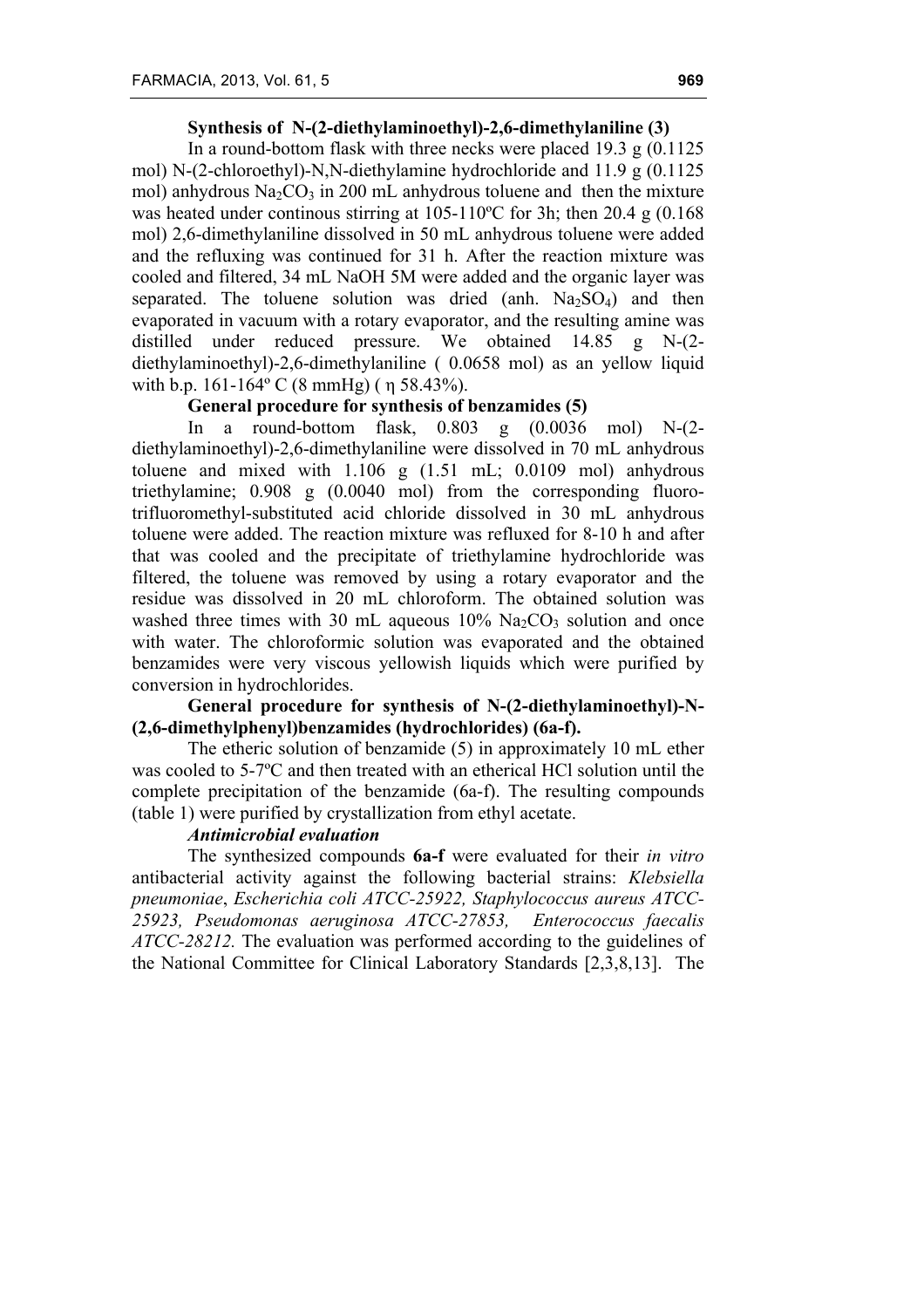**Synthesis of N-(2-diethylaminoethyl)-2,6-dimethylaniline (3)**

In a round-bottom flask with three necks were placed 19.3 g (0.1125 mol) N-(2-chloroethyl)-N,N-diethylamine hydrochloride and 11.9 g (0.1125 mol) anhydrous $Na_2CO_3$ in 200 mL anhydrous toluene and then the mixture was heated under continous stirring at 105-110ºC for 3h; then 20.4 g (0.168 mol) 2,6-dimethylaniline dissolved in 50 mL anhydrous toluene were added and the refluxing was continued for 31 h. After the reaction mixture was cooled and filtered, 34 mL NaOH 5M were added and the organic layer was separated. The toluene solution was dried (anh. $Na_2SO_4$) and then evaporated in vacuum with a rotary evaporator, and the resulting amine was distilled under reduced pressure. We obtained 14.85 g N-(2-diethylaminoethyl)-2,6-dimethylaniline ( 0.0658 mol) as an yellow liquid with b.p. 161-164º C (8 mmHg) ( η 58.43%).

**General procedure for synthesis of benzamides (5)**

In a round-bottom flask, 0.803 g (0.0036 mol) N-(2-diethylaminoethyl)-2,6-dimethylaniline were dissolved in 70 mL anhydrous toluene and mixed with 1.106 g (1.51 mL; 0.0109 mol) anhydrous triethylamine; 0.908 g (0.0040 mol) from the corresponding fluoro-trifluoromethyl-substituted acid chloride dissolved in 30 mL anhydrous toluene were added. The reaction mixture was refluxed for 8-10 h and after that was cooled and the precipitate of triethylamine hydrochloride was filtered, the toluene was removed by using a rotary evaporator and the residue was dissolved in 20 mL chloroform. The obtained solution was washed three times with 30 mL aqueous 10% $Na_2CO_3$ solution and once with water. The chloroformic solution was evaporated and the obtained benzamides were very viscous yellowish liquids which were purified by conversion in hydrochlorides.

**General procedure for synthesis of N-(2-diethylaminoethyl)-N-(2,6-dimethylphenyl)benzamides (hydrochlorides) (6a-f).**

The etheric solution of benzamide (5) in approximately 10 mL ether was cooled to 5-7ºC and then treated with an etherical HCl solution until the complete precipitation of the benzamide (6a-f). The resulting compounds (table 1) were purified by crystallization from ethyl acetate.

***Antimicrobial evaluation***

The synthesized compounds **6a-f** were evaluated for their *in vitro* antibacterial activity against the following bacterial strains: *Klebsiella pneumoniae*, *Escherichia coli ATCC-25922, Staphylococcus aureus ATCC-25923, Pseudomonas aeruginosa ATCC-27853, Enterococcus faecalis ATCC-28212.* The evaluation was performed according to the guidelines of the National Committee for Clinical Laboratory Standards [2,3,8,13]. The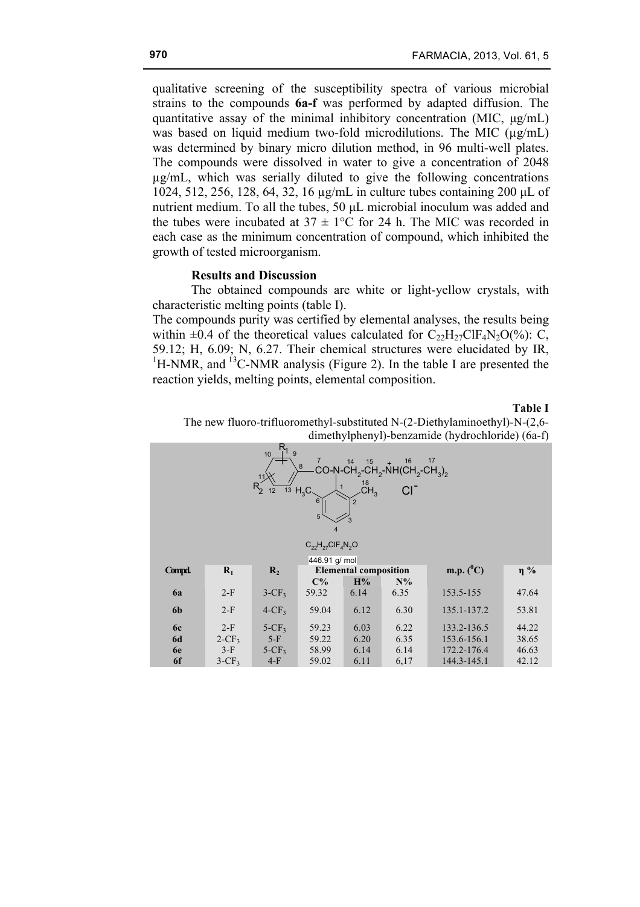qualitative screening of the susceptibility spectra of various microbial strains to the compounds **6a-f** was performed by adapted diffusion. The quantitative assay of the minimal inhibitory concentration (MIC, μg/mL) was based on liquid medium two-fold microdilutions. The MIC (μg/mL) was determined by binary micro dilution method, in 96 multi-well plates. The compounds were dissolved in water to give a concentration of 2048 μg/mL, which was serially diluted to give the following concentrations 1024, 512, 256, 128, 64, 32, 16 μg/mL in culture tubes containing 200 μL of nutrient medium. To all the tubes, 50 μL microbial inoculum was added and the tubes were incubated at 37 ± 1°C for 24 h. The MIC was recorded in each case as the minimum concentration of compound, which inhibited the growth of tested microorganism.

## Results and Discussion

The obtained compounds are white or light-yellow crystals, with characteristic melting points (table I).

The compounds purity was certified by elemental analyses, the results being within ±0.4 of the theoretical values calculated for $C_{22}H_{27}ClF_4N_2O$(%): C, 59.12; H, 6.09; N, 6.27. Their chemical structures were elucidated by IR, $^1$H-NMR, and $^{13}$C-NMR analysis (Figure 2). In the table I are presented the reaction yields, melting points, elemental composition.

**Table I**

The new fluoro-trifluoromethyl-substituted N-(2-Diethylaminoethyl)-N-(2,6-dimethylphenyl)-benzamide (hydrochloride) (6a-f)

$C_{22}H_{27}ClF_4N_2O$

446.91 g/ mol

| Compd. | $R_1$ | $R_2$ | Elemental composition | | | m.p. ($^0$C) | η % |
|---|---|---|---|---|---|---|---|
| | | | C% | H% | N% | | |
| **6a** | 2-F | 3-$CF_3$ | 59.32 | 6.14 | 6.35 | 153.5-155 | 47.64 |
| **6b** | 2-F | 4-$CF_3$ | 59.04 | 6.12 | 6.30 | 135.1-137.2 | 53.81 |
| **6c** | 2-F | 5-$CF_3$ | 59.23 | 6.03 | 6.22 | 133.2-136.5 | 44.22 |
| **6d** | 2-$CF_3$ | 5-F | 59.22 | 6.20 | 6.35 | 153.6-156.1 | 38.65 |
| **6e** | 3-F | 5-$CF_3$ | 58.99 | 6.14 | 6.14 | 172.2-176.4 | 46.63 |
| **6f** | 3-$CF_3$ | 4-F | 59.02 | 6.11 | 6,17 | 144.3-145.1 | 42.12 |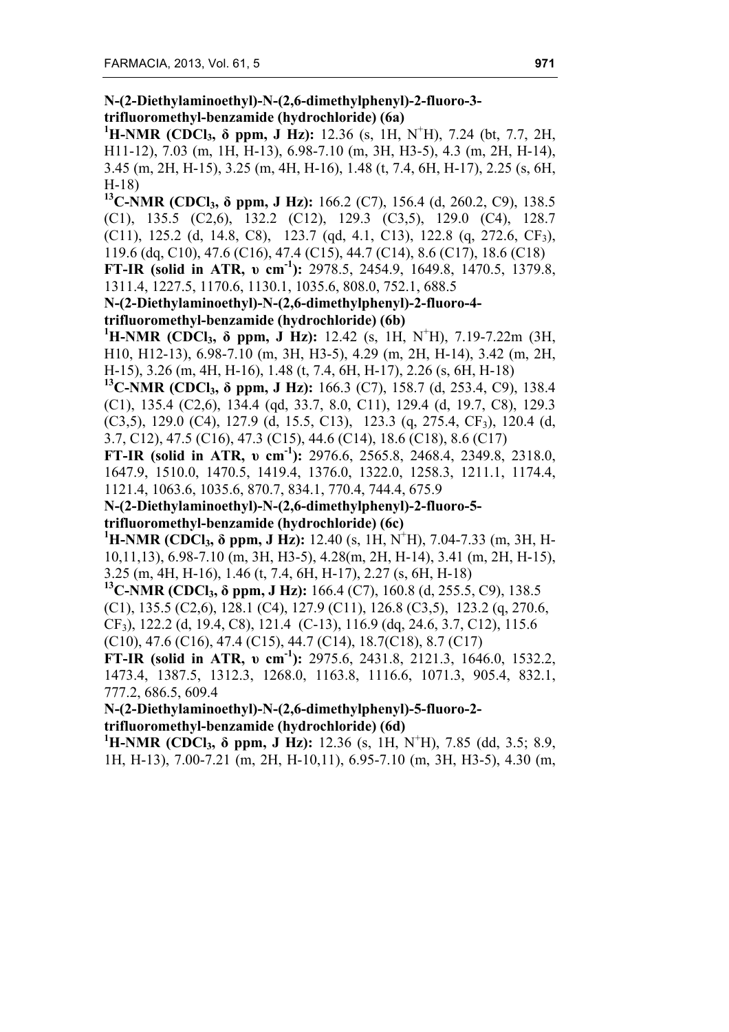**N-(2-Diethylaminoethyl)-N-(2,6-dimethylphenyl)-2-fluoro-3-trifluoromethyl-benzamide (hydrochloride) (6a)**

**$^{1}$H-NMR ($CDCl_3$, δ ppm, J Hz):** 12.36 (s, 1H, $N^{+}H$), 7.24 (bt, 7.7, 2H, H11-12), 7.03 (m, 1H, H-13), 6.98-7.10 (m, 3H, H3-5), 4.3 (m, 2H, H-14), 3.45 (m, 2H, H-15), 3.25 (m, 4H, H-16), 1.48 (t, 7.4, 6H, H-17), 2.25 (s, 6H, H-18)

**$^{13}$C-NMR ($CDCl_3$, δ ppm, J Hz):** 166.2 (C7), 156.4 (d, 260.2, C9), 138.5 (C1), 135.5 (C2,6), 132.2 (C12), 129.3 (C3,5), 129.0 (C4), 128.7 (C11), 125.2 (d, 14.8, C8), 123.7 (qd, 4.1, C13), 122.8 (q, 272.6, $CF_3$), 119.6 (dq, C10), 47.6 (C16), 47.4 (C15), 44.7 (C14), 8.6 (C17), 18.6 (C18)

**FT-IR (solid in ATR, υ cm$^{-1}$):** 2978.5, 2454.9, 1649.8, 1470.5, 1379.8, 1311.4, 1227.5, 1170.6, 1130.1, 1035.6, 808.0, 752.1, 688.5

**N-(2-Diethylaminoethyl)-N-(2,6-dimethylphenyl)-2-fluoro-4-trifluoromethyl-benzamide (hydrochloride) (6b)**

**$^{1}$H-NMR ($CDCl_3$, δ ppm, J Hz):** 12.42 (s, 1H, $N^{+}H$), 7.19-7.22m (3H, H10, H12-13), 6.98-7.10 (m, 3H, H3-5), 4.29 (m, 2H, H-14), 3.42 (m, 2H, H-15), 3.26 (m, 4H, H-16), 1.48 (t, 7.4, 6H, H-17), 2.26 (s, 6H, H-18)

**$^{13}$C-NMR ($CDCl_3$, δ ppm, J Hz):** 166.3 (C7), 158.7 (d, 253.4, C9), 138.4 (C1), 135.4 (C2,6), 134.4 (qd, 33.7, 8.0, C11), 129.4 (d, 19.7, C8), 129.3 (C3,5), 129.0 (C4), 127.9 (d, 15.5, C13), 123.3 (q, 275.4, $CF_3$), 120.4 (d, 3.7, C12), 47.5 (C16), 47.3 (C15), 44.6 (C14), 18.6 (C18), 8.6 (C17)

**FT-IR (solid in ATR, υ cm$^{-1}$):** 2976.6, 2565.8, 2468.4, 2349.8, 2318.0, 1647.9, 1510.0, 1470.5, 1419.4, 1376.0, 1322.0, 1258.3, 1211.1, 1174.4, 1121.4, 1063.6, 1035.6, 870.7, 834.1, 770.4, 744.4, 675.9

**N-(2-Diethylaminoethyl)-N-(2,6-dimethylphenyl)-2-fluoro-5-trifluoromethyl-benzamide (hydrochloride) (6c)**

**$^{1}$H-NMR ($CDCl_3$, δ ppm, J Hz):** 12.40 (s, 1H, $N^{+}H$), 7.04-7.33 (m, 3H, H-10,11,13), 6.98-7.10 (m, 3H, H3-5), 4.28(m, 2H, H-14), 3.41 (m, 2H, H-15), 3.25 (m, 4H, H-16), 1.46 (t, 7.4, 6H, H-17), 2.27 (s, 6H, H-18)

**$^{13}$C-NMR ($CDCl_3$, δ ppm, J Hz):** 166.4 (C7), 160.8 (d, 255.5, C9), 138.5 (C1), 135.5 (C2,6), 128.1 (C4), 127.9 (C11), 126.8 (C3,5), 123.2 (q, 270.6, $CF_3$), 122.2 (d, 19.4, C8), 121.4 (C-13), 116.9 (dq, 24.6, 3.7, C12), 115.6 (C10), 47.6 (C16), 47.4 (C15), 44.7 (C14), 18.7(C18), 8.7 (C17)

**FT-IR (solid in ATR, υ cm$^{-1}$):** 2975.6, 2431.8, 2121.3, 1646.0, 1532.2, 1473.4, 1387.5, 1312.3, 1268.0, 1163.8, 1116.6, 1071.3, 905.4, 832.1, 777.2, 686.5, 609.4

**N-(2-Diethylaminoethyl)-N-(2,6-dimethylphenyl)-5-fluoro-2-trifluoromethyl-benzamide (hydrochloride) (6d)**

**$^{1}$H-NMR ($CDCl_3$, δ ppm, J Hz):** 12.36 (s, 1H, $N^{+}H$), 7.85 (dd, 3.5; 8.9, 1H, H-13), 7.00-7.21 (m, 2H, H-10,11), 6.95-7.10 (m, 3H, H3-5), 4.30 (m,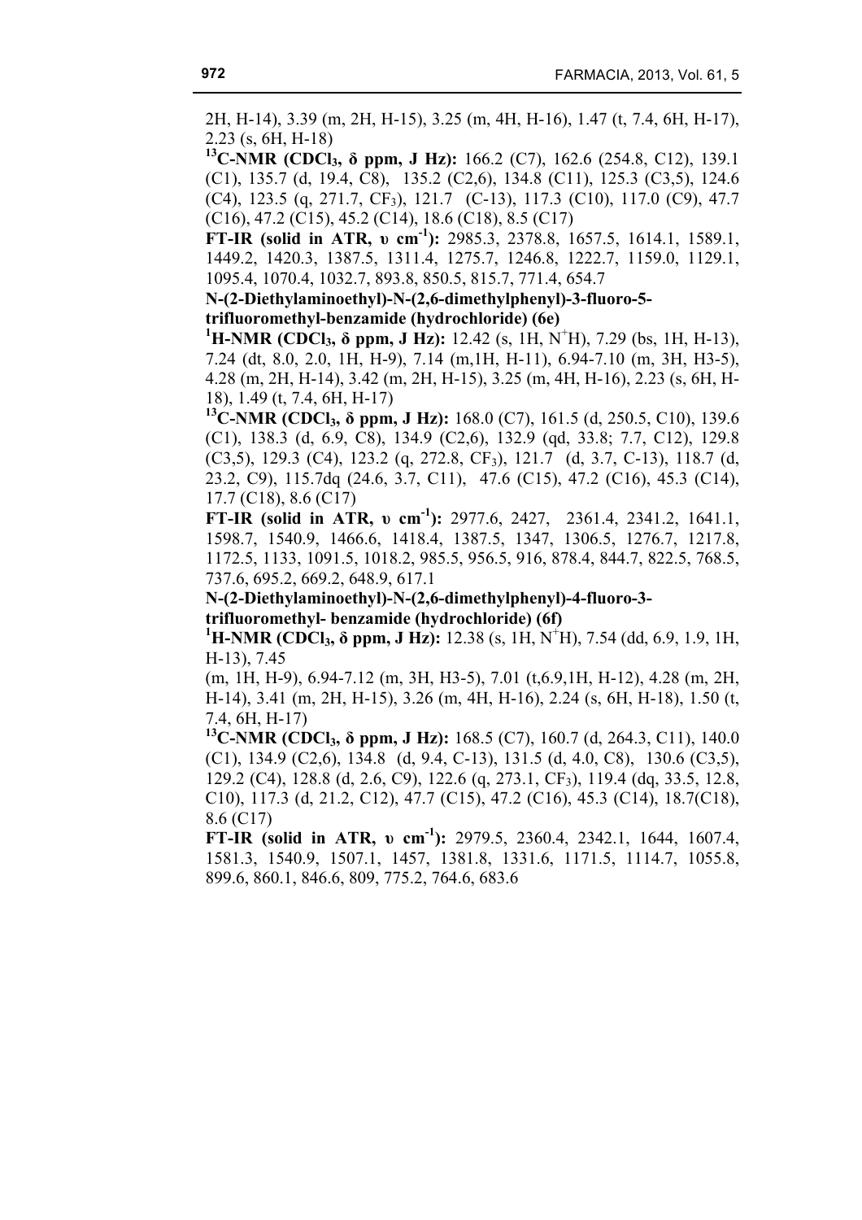2H, H-14), 3.39 (m, 2H, H-15), 3.25 (m, 4H, H-16), 1.47 (t, 7.4, 6H, H-17), 2.23 (s, 6H, H-18)

**$^{13}$C-NMR ($CDCl_3$, δ ppm, J Hz):** 166.2 (C7), 162.6 (254.8, C12), 139.1 (C1), 135.7 (d, 19.4, C8), 135.2 (C2,6), 134.8 (C11), 125.3 (C3,5), 124.6 (C4), 123.5 (q, 271.7, $CF_3$), 121.7 (C-13), 117.3 (C10), 117.0 (C9), 47.7 (C16), 47.2 (C15), 45.2 (C14), 18.6 (C18), 8.5 (C17)

**FT-IR (solid in ATR, υ $cm^{-1}$):** 2985.3, 2378.8, 1657.5, 1614.1, 1589.1, 1449.2, 1420.3, 1387.5, 1311.4, 1275.7, 1246.8, 1222.7, 1159.0, 1129.1, 1095.4, 1070.4, 1032.7, 893.8, 850.5, 815.7, 771.4, 654.7

**N-(2-Diethylaminoethyl)-N-(2,6-dimethylphenyl)-3-fluoro-5-trifluoromethyl-benzamide (hydrochloride) (6e)**

**$^{1}$H-NMR ($CDCl_3$, δ ppm, J Hz):** 12.42 (s, 1H, $N^{+}$H), 7.29 (bs, 1H, H-13), 7.24 (dt, 8.0, 2.0, 1H, H-9), 7.14 (m,1H, H-11), 6.94-7.10 (m, 3H, H3-5), 4.28 (m, 2H, H-14), 3.42 (m, 2H, H-15), 3.25 (m, 4H, H-16), 2.23 (s, 6H, H-18), 1.49 (t, 7.4, 6H, H-17)

**$^{13}$C-NMR ($CDCl_3$, δ ppm, J Hz):** 168.0 (C7), 161.5 (d, 250.5, C10), 139.6 (C1), 138.3 (d, 6.9, C8), 134.9 (C2,6), 132.9 (qd, 33.8; 7.7, C12), 129.8 (C3,5), 129.3 (C4), 123.2 (q, 272.8, $CF_3$), 121.7 (d, 3.7, C-13), 118.7 (d, 23.2, C9), 115.7dq (24.6, 3.7, C11), 47.6 (C15), 47.2 (C16), 45.3 (C14), 17.7 (C18), 8.6 (C17)

**FT-IR (solid in ATR, υ $cm^{-1}$):** 2977.6, 2427, 2361.4, 2341.2, 1641.1, 1598.7, 1540.9, 1466.6, 1418.4, 1387.5, 1347, 1306.5, 1276.7, 1217.8, 1172.5, 1133, 1091.5, 1018.2, 985.5, 956.5, 916, 878.4, 844.7, 822.5, 768.5, 737.6, 695.2, 669.2, 648.9, 617.1

**N-(2-Diethylaminoethyl)-N-(2,6-dimethylphenyl)-4-fluoro-3-trifluoromethyl- benzamide (hydrochloride) (6f)**

**$^{1}$H-NMR ($CDCl_3$, δ ppm, J Hz):** 12.38 (s, 1H, $N^{+}$H), 7.54 (dd, 6.9, 1.9, 1H, H-13), 7.45 (m, 1H, H-9), 6.94-7.12 (m, 3H, H3-5), 7.01 (t,6.9,1H, H-12), 4.28 (m, 2H, H-14), 3.41 (m, 2H, H-15), 3.26 (m, 4H, H-16), 2.24 (s, 6H, H-18), 1.50 (t, 7.4, 6H, H-17)

**$^{13}$C-NMR ($CDCl_3$, δ ppm, J Hz):** 168.5 (C7), 160.7 (d, 264.3, C11), 140.0 (C1), 134.9 (C2,6), 134.8 (d, 9.4, C-13), 131.5 (d, 4.0, C8), 130.6 (C3,5), 129.2 (C4), 128.8 (d, 2.6, C9), 122.6 (q, 273.1, $CF_3$), 119.4 (dq, 33.5, 12.8, C10), 117.3 (d, 21.2, C12), 47.7 (C15), 47.2 (C16), 45.3 (C14), 18.7(C18), 8.6 (C17)

**FT-IR (solid in ATR, υ $cm^{-1}$):** 2979.5, 2360.4, 2342.1, 1644, 1607.4, 1581.3, 1540.9, 1507.1, 1457, 1381.8, 1331.6, 1171.5, 1114.7, 1055.8, 899.6, 860.1, 846.6, 809, 775.2, 764.6, 683.6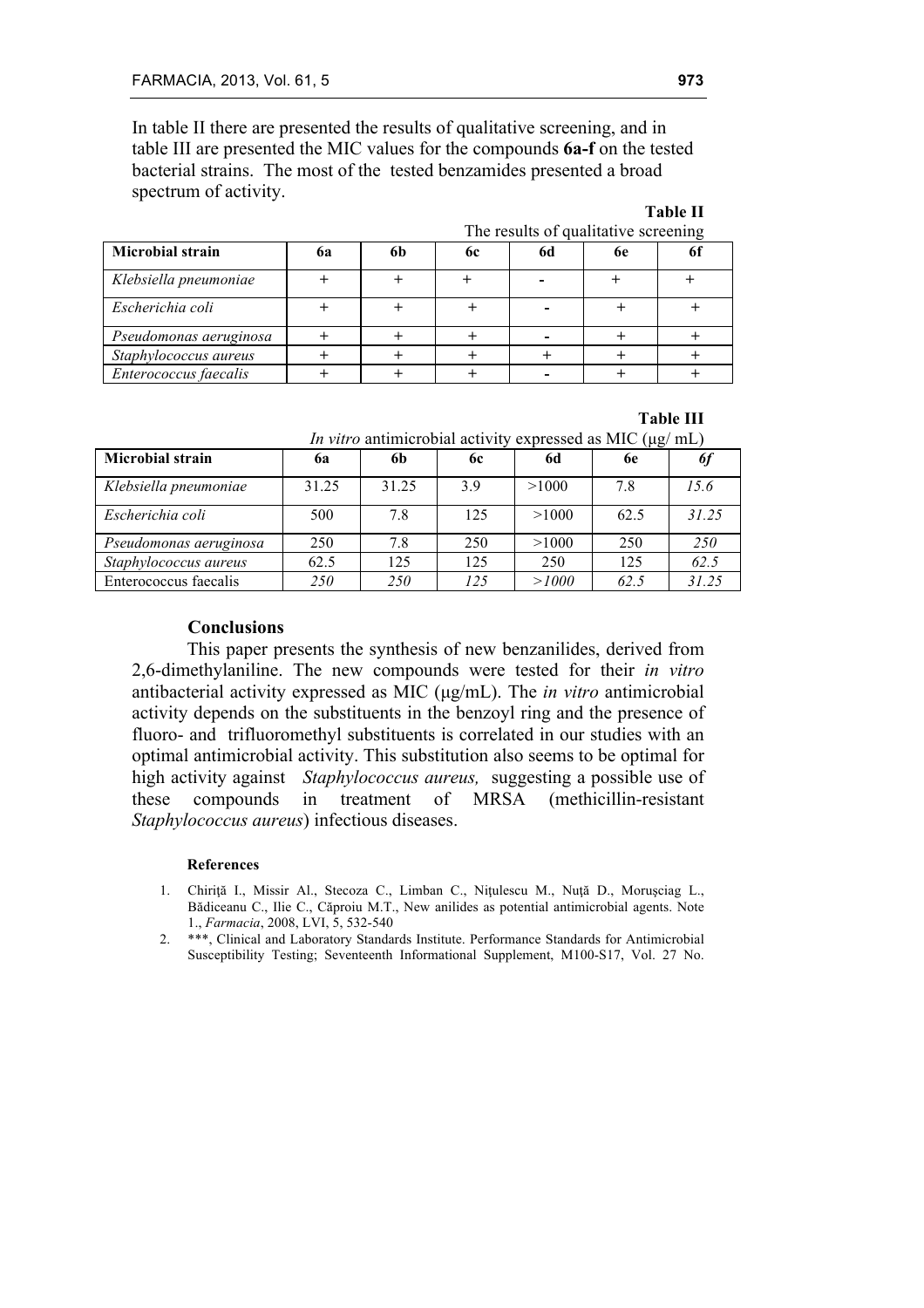In table II there are presented the results of qualitative screening, and in table III are presented the MIC values for the compounds **6a-f** on the tested bacterial strains. The most of the tested benzamides presented a broad spectrum of activity.

**Table II**

The results of qualitative screening

| Microbial strain | 6a | 6b | 6c | 6d | 6e | 6f |
|---|---|---|---|---|---|---|
| *Klebsiella pneumoniae* | + | + | + | - | + | + |
| *Escherichia coli* | + | + | + | - | + | + |
| *Pseudomonas aeruginosa* | + | + | + | - | + | + |
| *Staphylococcus aureus* | + | + | + | + | + | + |
| *Enterococcus faecalis* | + | + | + | - | + | + |

**Table III**

*In vitro* antimicrobial activity expressed as MIC (μg/ mL)

| Microbial strain | 6a | 6b | 6c | 6d | 6e | *6f* |
|---|---|---|---|---|---|---|
| *Klebsiella pneumoniae* | 31.25 | 31.25 | 3.9 | >1000 | 7.8 | *15.6* |
| *Escherichia coli* | 500 | 7.8 | 125 | >1000 | 62.5 | *31.25* |
| *Pseudomonas aeruginosa* | 250 | 7.8 | 250 | >1000 | 250 | *250* |
| *Staphylococcus aureus* | 62.5 | 125 | 125 | 250 | 125 | *62.5* |
| Enterococcus faecalis | *250* | *250* | *125* | *>1000* | *62.5* | *31.25* |

## Conclusions

This paper presents the synthesis of new benzanilides, derived from 2,6-dimethylaniline. The new compounds were tested for their *in vitro* antibacterial activity expressed as MIC (μg/mL). The *in vitro* antimicrobial activity depends on the substituents in the benzoyl ring and the presence of fluoro- and trifluoromethyl substituents is correlated in our studies with an optimal antimicrobial activity. This substitution also seems to be optimal for high activity against *Staphylococcus aureus,* suggesting a possible use of these compounds in treatment of MRSA (methicillin-resistant *Staphylococcus aureus*) infectious diseases.

### References

1. Chiriță I., Missir Al., Stecoza C., Limban C., Nițulescu M., Nuţă D., Moruşciag L., Bădiceanu C., Ilie C., Căproiu M.T., New anilides as potential antimicrobial agents. Note 1., *Farmacia*, 2008, LVI, 5, 532-540
2. \*\*\*, Clinical and Laboratory Standards Institute. Performance Standards for Antimicrobial Susceptibility Testing; Seventeenth Informational Supplement, M100-S17, Vol. 27 No.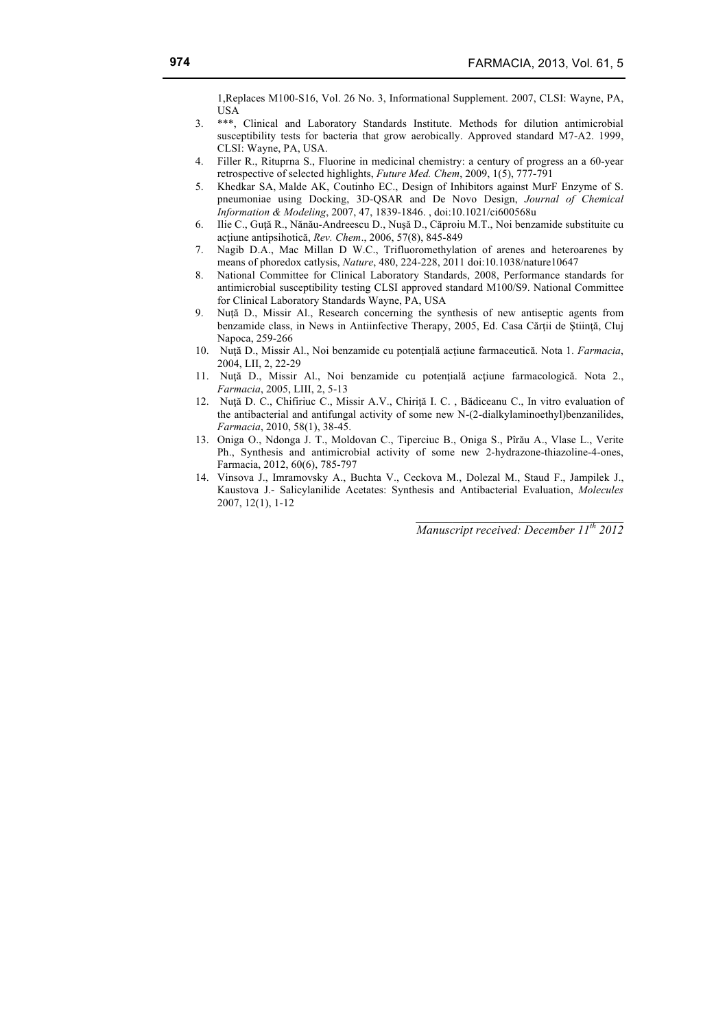1,Replaces M100-S16, Vol. 26 No. 3, Informational Supplement. 2007, CLSI: Wayne, PA, USA

3. ***, Clinical and Laboratory Standards Institute. Methods for dilution antimicrobial susceptibility tests for bacteria that grow aerobically. Approved standard M7-A2. 1999, CLSI: Wayne, PA, USA.
4. Filler R., Rituprna S., Fluorine in medicinal chemistry: a century of progress an a 60-year retrospective of selected highlights, *Future Med. Chem*, 2009, 1(5), 777-791
5. Khedkar SA, Malde AK, Coutinho EC., Design of Inhibitors against MurF Enzyme of S. pneumoniae using Docking, 3D-QSAR and De Novo Design, *Journal of Chemical Information & Modeling*, 2007, 47, 1839-1846. , doi:10.1021/ci600568u
6. Ilie C., Guţă R., Nănău-Andreescu D., Nuşă D., Căproiu M.T., Noi benzamide substituite cu acţiune antipsihotică, *Rev. Chem*., 2006, 57(8), 845-849
7. Nagib D.A., Mac Millan D W.C., Trifluoromethylation of arenes and heteroarenes by means of phoredox catlysis, *Nature*, 480, 224-228, 2011 doi:10.1038/nature10647
8. National Committee for Clinical Laboratory Standards, 2008, Performance standards for antimicrobial susceptibility testing CLSI approved standard M100/S9. National Committee for Clinical Laboratory Standards Wayne, PA, USA
9. Nuţă D., Missir Al., Research concerning the synthesis of new antiseptic agents from benzamide class, in News in Antiinfective Therapy, 2005, Ed. Casa Cărţii de Ştiinţă, Cluj Napoca, 259-266
10. Nuţă D., Missir Al., Noi benzamide cu potenţială acţiune farmaceutică. Nota 1. *Farmacia*, 2004, LII, 2, 22-29
11. Nuţă D., Missir Al., Noi benzamide cu potenţială acţiune farmacologică. Nota 2., *Farmacia*, 2005, LIII, 2, 5-13
12. Nuţă D. C., Chifiriuc C., Missir A.V., Chiriţă I. C. , Bădiceanu C., In vitro evaluation of the antibacterial and antifungal activity of some new N-(2-dialkylaminoethyl)benzanilides, *Farmacia*, 2010, 58(1), 38-45.
13. Oniga O., Ndonga J. T., Moldovan C., Tiperciuc B., Oniga S., Pîrău A., Vlase L., Verite Ph., Synthesis and antimicrobial activity of some new 2-hydrazone-thiazoline-4-ones, Farmacia, 2012, 60(6), 785-797
14. Vinsova J., Imramovsky A., Buchta V., Ceckova M., Dolezal M., Staud F., Jampilek J., Kaustova J.- Salicylanilide Acetates: Synthesis and Antibacterial Evaluation, *Molecules* 2007, 12(1), 1-12

*Manuscript received: December 11th 2012*